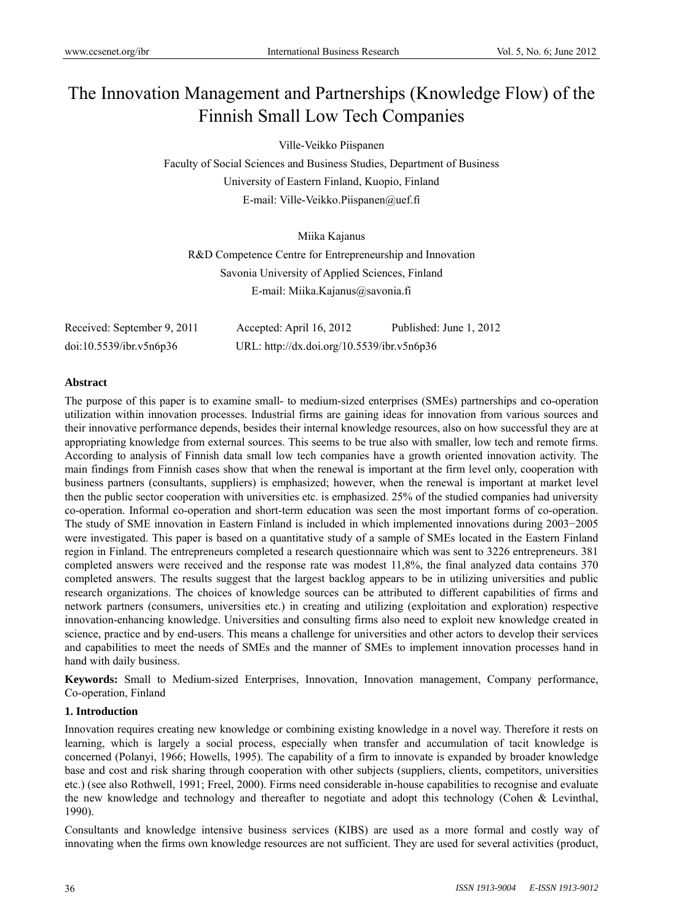# The Innovation Management and Partnerships (Knowledge Flow) of the Finnish Small Low Tech Companies

Ville-Veikko Piispanen

Faculty of Social Sciences and Business Studies, Department of Business

University of Eastern Finland, Kuopio, Finland

E-mail: Ville-Veikko.Piispanen@uef.fi

Miika Kajanus

R&D Competence Centre for Entrepreneurship and Innovation

Savonia University of Applied Sciences, Finland

E-mail: Miika.Kajanus@savonia.fi

Received: September 9, 2011 Accepted: April 16, 2012 Published: June 1, 2012

doi:10.5539/ibr.v5n6p36 URL: http://dx.doi.org/10.5539/ibr.v5n6p36

## Abstract

The purpose of this paper is to examine small- to medium-sized enterprises (SMEs) partnerships and co-operation utilization within innovation processes. Industrial firms are gaining ideas for innovation from various sources and their innovative performance depends, besides their internal knowledge resources, also on how successful they are at appropriating knowledge from external sources. This seems to be true also with smaller, low tech and remote firms. According to analysis of Finnish data small low tech companies have a growth oriented innovation activity. The main findings from Finnish cases show that when the renewal is important at the firm level only, cooperation with business partners (consultants, suppliers) is emphasized; however, when the renewal is important at market level then the public sector cooperation with universities etc. is emphasized. 25% of the studied companies had university co-operation. Informal co-operation and short-term education was seen the most important forms of co-operation. The study of SME innovation in Eastern Finland is included in which implemented innovations during 2003−2005 were investigated. This paper is based on a quantitative study of a sample of SMEs located in the Eastern Finland region in Finland. The entrepreneurs completed a research questionnaire which was sent to 3226 entrepreneurs. 381 completed answers were received and the response rate was modest 11,8%, the final analyzed data contains 370 completed answers. The results suggest that the largest backlog appears to be in utilizing universities and public research organizations. The choices of knowledge sources can be attributed to different capabilities of firms and network partners (consumers, universities etc.) in creating and utilizing (exploitation and exploration) respective innovation-enhancing knowledge. Universities and consulting firms also need to exploit new knowledge created in science, practice and by end-users. This means a challenge for universities and other actors to develop their services and capabilities to meet the needs of SMEs and the manner of SMEs to implement innovation processes hand in hand with daily business.

**Keywords:** Small to Medium-sized Enterprises, Innovation, Innovation management, Company performance, Co-operation, Finland

## 1. Introduction

Innovation requires creating new knowledge or combining existing knowledge in a novel way. Therefore it rests on learning, which is largely a social process, especially when transfer and accumulation of tacit knowledge is concerned (Polanyi, 1966; Howells, 1995). The capability of a firm to innovate is expanded by broader knowledge base and cost and risk sharing through cooperation with other subjects (suppliers, clients, competitors, universities etc.) (see also Rothwell, 1991; Freel, 2000). Firms need considerable in-house capabilities to recognise and evaluate the new knowledge and technology and thereafter to negotiate and adopt this technology (Cohen & Levinthal, 1990).

Consultants and knowledge intensive business services (KIBS) are used as a more formal and costly way of innovating when the firms own knowledge resources are not sufficient. They are used for several activities (product,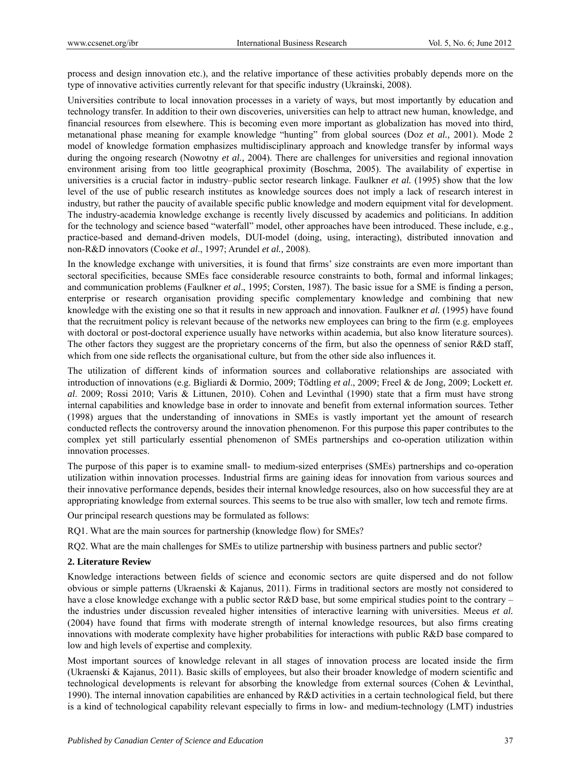process and design innovation etc.), and the relative importance of these activities probably depends more on the type of innovative activities currently relevant for that specific industry (Ukrainski, 2008).

Universities contribute to local innovation processes in a variety of ways, but most importantly by education and technology transfer. In addition to their own discoveries, universities can help to attract new human, knowledge, and financial resources from elsewhere. This is becoming even more important as globalization has moved into third, metanational phase meaning for example knowledge "hunting" from global sources (Doz *et al.,* 2001). Mode 2 model of knowledge formation emphasizes multidisciplinary approach and knowledge transfer by informal ways during the ongoing research (Nowotny *et al.,* 2004). There are challenges for universities and regional innovation environment arising from too little geographical proximity (Boschma, 2005). The availability of expertise in universities is a crucial factor in industry–public sector research linkage. Faulkner *et al.* (1995) show that the low level of the use of public research institutes as knowledge sources does not imply a lack of research interest in industry, but rather the paucity of available specific public knowledge and modern equipment vital for development. The industry-academia knowledge exchange is recently lively discussed by academics and politicians. In addition for the technology and science based "waterfall" model, other approaches have been introduced. These include, e.g., practice-based and demand-driven models, DUI-model (doing, using, interacting), distributed innovation and non-R&D innovators (Cooke *et al*., 1997; Arundel *et al.,* 2008).

In the knowledge exchange with universities, it is found that firms' size constraints are even more important than sectoral specificities, because SMEs face considerable resource constraints to both, formal and informal linkages; and communication problems (Faulkner *et al*., 1995; Corsten, 1987). The basic issue for a SME is finding a person, enterprise or research organisation providing specific complementary knowledge and combining that new knowledge with the existing one so that it results in new approach and innovation. Faulkner *et al.* (1995) have found that the recruitment policy is relevant because of the networks new employees can bring to the firm (e.g. employees with doctoral or post-doctoral experience usually have networks within academia, but also know literature sources). The other factors they suggest are the proprietary concerns of the firm, but also the openness of senior R&D staff, which from one side reflects the organisational culture, but from the other side also influences it.

The utilization of different kinds of information sources and collaborative relationships are associated with introduction of innovations (e.g. Bigliardi & Dormio, 2009; Tödtling *et al*., 2009; Freel & de Jong, 2009; Lockett *et. al*. 2009; Rossi 2010; Varis & Littunen, 2010). Cohen and Levinthal (1990) state that a firm must have strong internal capabilities and knowledge base in order to innovate and benefit from external information sources. Tether (1998) argues that the understanding of innovations in SMEs is vastly important yet the amount of research conducted reflects the controversy around the innovation phenomenon. For this purpose this paper contributes to the complex yet still particularly essential phenomenon of SMEs partnerships and co-operation utilization within innovation processes.

The purpose of this paper is to examine small- to medium-sized enterprises (SMEs) partnerships and co-operation utilization within innovation processes. Industrial firms are gaining ideas for innovation from various sources and their innovative performance depends, besides their internal knowledge resources, also on how successful they are at appropriating knowledge from external sources. This seems to be true also with smaller, low tech and remote firms.

Our principal research questions may be formulated as follows:

RQ1. What are the main sources for partnership (knowledge flow) for SMEs?

RQ2. What are the main challenges for SMEs to utilize partnership with business partners and public sector?

## 2. Literature Review

Knowledge interactions between fields of science and economic sectors are quite dispersed and do not follow obvious or simple patterns (Ukraenski & Kajanus, 2011). Firms in traditional sectors are mostly not considered to have a close knowledge exchange with a public sector R&D base, but some empirical studies point to the contrary – the industries under discussion revealed higher intensities of interactive learning with universities. Meeus *et al.* (2004) have found that firms with moderate strength of internal knowledge resources, but also firms creating innovations with moderate complexity have higher probabilities for interactions with public R&D base compared to low and high levels of expertise and complexity.

Most important sources of knowledge relevant in all stages of innovation process are located inside the firm (Ukraenski & Kajanus, 2011). Basic skills of employees, but also their broader knowledge of modern scientific and technological developments is relevant for absorbing the knowledge from external sources (Cohen & Levinthal, 1990). The internal innovation capabilities are enhanced by R&D activities in a certain technological field, but there is a kind of technological capability relevant especially to firms in low- and medium-technology (LMT) industries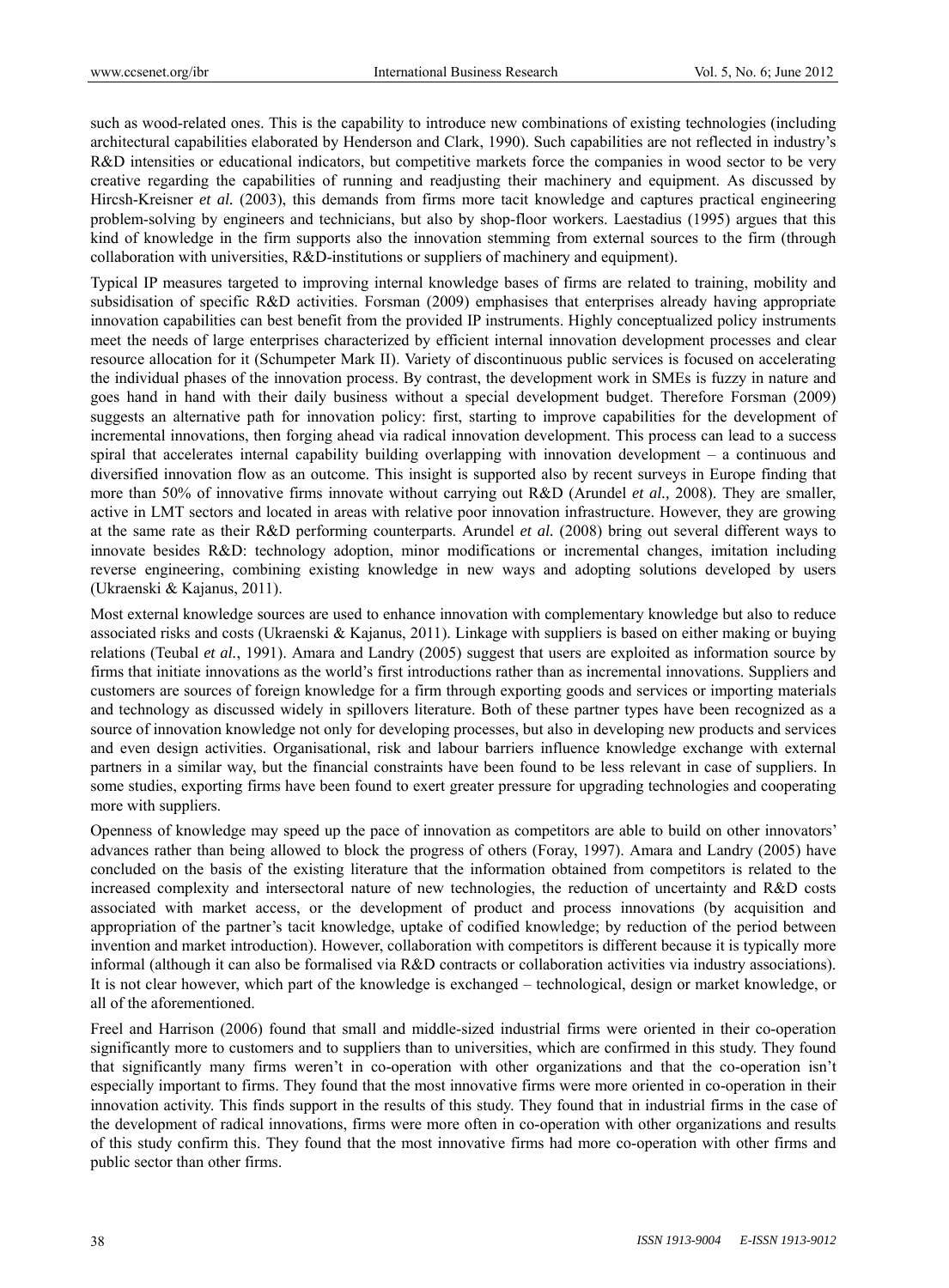such as wood-related ones. This is the capability to introduce new combinations of existing technologies (including architectural capabilities elaborated by Henderson and Clark, 1990). Such capabilities are not reflected in industry's R&D intensities or educational indicators, but competitive markets force the companies in wood sector to be very creative regarding the capabilities of running and readjusting their machinery and equipment. As discussed by Hircsh-Kreisner *et al.* (2003), this demands from firms more tacit knowledge and captures practical engineering problem-solving by engineers and technicians, but also by shop-floor workers. Laestadius (1995) argues that this kind of knowledge in the firm supports also the innovation stemming from external sources to the firm (through collaboration with universities, R&D-institutions or suppliers of machinery and equipment).

Typical IP measures targeted to improving internal knowledge bases of firms are related to training, mobility and subsidisation of specific R&D activities. Forsman (2009) emphasises that enterprises already having appropriate innovation capabilities can best benefit from the provided IP instruments. Highly conceptualized policy instruments meet the needs of large enterprises characterized by efficient internal innovation development processes and clear resource allocation for it (Schumpeter Mark II). Variety of discontinuous public services is focused on accelerating the individual phases of the innovation process. By contrast, the development work in SMEs is fuzzy in nature and goes hand in hand with their daily business without a special development budget. Therefore Forsman (2009) suggests an alternative path for innovation policy: first, starting to improve capabilities for the development of incremental innovations, then forging ahead via radical innovation development. This process can lead to a success spiral that accelerates internal capability building overlapping with innovation development – a continuous and diversified innovation flow as an outcome. This insight is supported also by recent surveys in Europe finding that more than 50% of innovative firms innovate without carrying out R&D (Arundel *et al.,* 2008). They are smaller, active in LMT sectors and located in areas with relative poor innovation infrastructure. However, they are growing at the same rate as their R&D performing counterparts. Arundel *et al.* (2008) bring out several different ways to innovate besides R&D: technology adoption, minor modifications or incremental changes, imitation including reverse engineering, combining existing knowledge in new ways and adopting solutions developed by users (Ukraenski & Kajanus, 2011).

Most external knowledge sources are used to enhance innovation with complementary knowledge but also to reduce associated risks and costs (Ukraenski & Kajanus, 2011). Linkage with suppliers is based on either making or buying relations (Teubal *et al.*, 1991). Amara and Landry (2005) suggest that users are exploited as information source by firms that initiate innovations as the world's first introductions rather than as incremental innovations. Suppliers and customers are sources of foreign knowledge for a firm through exporting goods and services or importing materials and technology as discussed widely in spillovers literature. Both of these partner types have been recognized as a source of innovation knowledge not only for developing processes, but also in developing new products and services and even design activities. Organisational, risk and labour barriers influence knowledge exchange with external partners in a similar way, but the financial constraints have been found to be less relevant in case of suppliers. In some studies, exporting firms have been found to exert greater pressure for upgrading technologies and cooperating more with suppliers.

Openness of knowledge may speed up the pace of innovation as competitors are able to build on other innovators' advances rather than being allowed to block the progress of others (Foray, 1997). Amara and Landry (2005) have concluded on the basis of the existing literature that the information obtained from competitors is related to the increased complexity and intersectoral nature of new technologies, the reduction of uncertainty and R&D costs associated with market access, or the development of product and process innovations (by acquisition and appropriation of the partner's tacit knowledge, uptake of codified knowledge; by reduction of the period between invention and market introduction). However, collaboration with competitors is different because it is typically more informal (although it can also be formalised via R&D contracts or collaboration activities via industry associations). It is not clear however, which part of the knowledge is exchanged – technological, design or market knowledge, or all of the aforementioned.

Freel and Harrison (2006) found that small and middle-sized industrial firms were oriented in their co-operation significantly more to customers and to suppliers than to universities, which are confirmed in this study. They found that significantly many firms weren't in co-operation with other organizations and that the co-operation isn't especially important to firms. They found that the most innovative firms were more oriented in co-operation in their innovation activity. This finds support in the results of this study. They found that in industrial firms in the case of the development of radical innovations, firms were more often in co-operation with other organizations and results of this study confirm this. They found that the most innovative firms had more co-operation with other firms and public sector than other firms.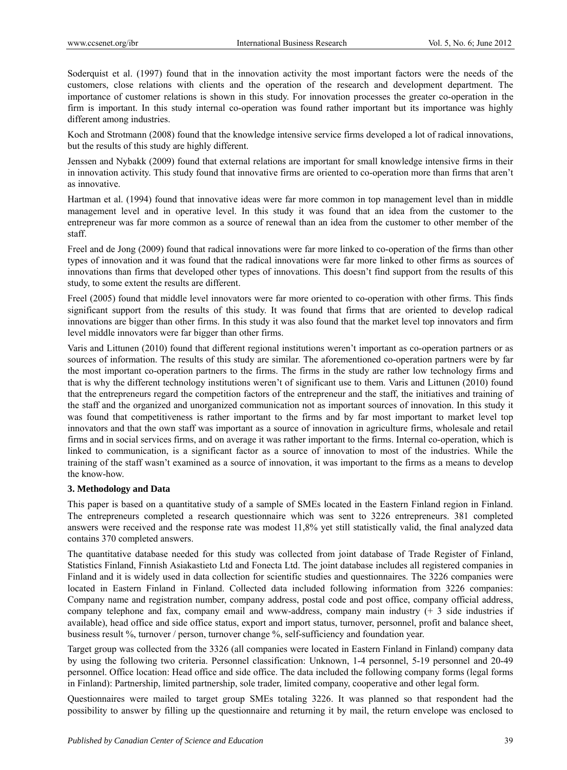Soderquist et al. (1997) found that in the innovation activity the most important factors were the needs of the customers, close relations with clients and the operation of the research and development department. The importance of customer relations is shown in this study. For innovation processes the greater co-operation in the firm is important. In this study internal co-operation was found rather important but its importance was highly different among industries.

Koch and Strotmann (2008) found that the knowledge intensive service firms developed a lot of radical innovations, but the results of this study are highly different.

Jenssen and Nybakk (2009) found that external relations are important for small knowledge intensive firms in their in innovation activity. This study found that innovative firms are oriented to co-operation more than firms that aren't as innovative.

Hartman et al. (1994) found that innovative ideas were far more common in top management level than in middle management level and in operative level. In this study it was found that an idea from the customer to the entrepreneur was far more common as a source of renewal than an idea from the customer to other member of the staff.

Freel and de Jong (2009) found that radical innovations were far more linked to co-operation of the firms than other types of innovation and it was found that the radical innovations were far more linked to other firms as sources of innovations than firms that developed other types of innovations. This doesn't find support from the results of this study, to some extent the results are different.

Freel (2005) found that middle level innovators were far more oriented to co-operation with other firms. This finds significant support from the results of this study. It was found that firms that are oriented to develop radical innovations are bigger than other firms. In this study it was also found that the market level top innovators and firm level middle innovators were far bigger than other firms.

Varis and Littunen (2010) found that different regional institutions weren't important as co-operation partners or as sources of information. The results of this study are similar. The aforementioned co-operation partners were by far the most important co-operation partners to the firms. The firms in the study are rather low technology firms and that is why the different technology institutions weren't of significant use to them. Varis and Littunen (2010) found that the entrepreneurs regard the competition factors of the entrepreneur and the staff, the initiatives and training of the staff and the organized and unorganized communication not as important sources of innovation. In this study it was found that competitiveness is rather important to the firms and by far most important to market level top innovators and that the own staff was important as a source of innovation in agriculture firms, wholesale and retail firms and in social services firms, and on average it was rather important to the firms. Internal co-operation, which is linked to communication, is a significant factor as a source of innovation to most of the industries. While the training of the staff wasn't examined as a source of innovation, it was important to the firms as a means to develop the know-how.

## 3. Methodology and Data

This paper is based on a quantitative study of a sample of SMEs located in the Eastern Finland region in Finland. The entrepreneurs completed a research questionnaire which was sent to 3226 entrepreneurs. 381 completed answers were received and the response rate was modest 11,8% yet still statistically valid, the final analyzed data contains 370 completed answers.

The quantitative database needed for this study was collected from joint database of Trade Register of Finland, Statistics Finland, Finnish Asiakastieto Ltd and Fonecta Ltd. The joint database includes all registered companies in Finland and it is widely used in data collection for scientific studies and questionnaires. The 3226 companies were located in Eastern Finland in Finland. Collected data included following information from 3226 companies: Company name and registration number, company address, postal code and post office, company official address, company telephone and fax, company email and www-address, company main industry (+ 3 side industries if available), head office and side office status, export and import status, turnover, personnel, profit and balance sheet, business result %, turnover / person, turnover change %, self-sufficiency and foundation year.

Target group was collected from the 3326 (all companies were located in Eastern Finland in Finland) company data by using the following two criteria. Personnel classification: Unknown, 1-4 personnel, 5-19 personnel and 20-49 personnel. Office location: Head office and side office. The data included the following company forms (legal forms in Finland): Partnership, limited partnership, sole trader, limited company, cooperative and other legal form.

Questionnaires were mailed to target group SMEs totaling 3226. It was planned so that respondent had the possibility to answer by filling up the questionnaire and returning it by mail, the return envelope was enclosed to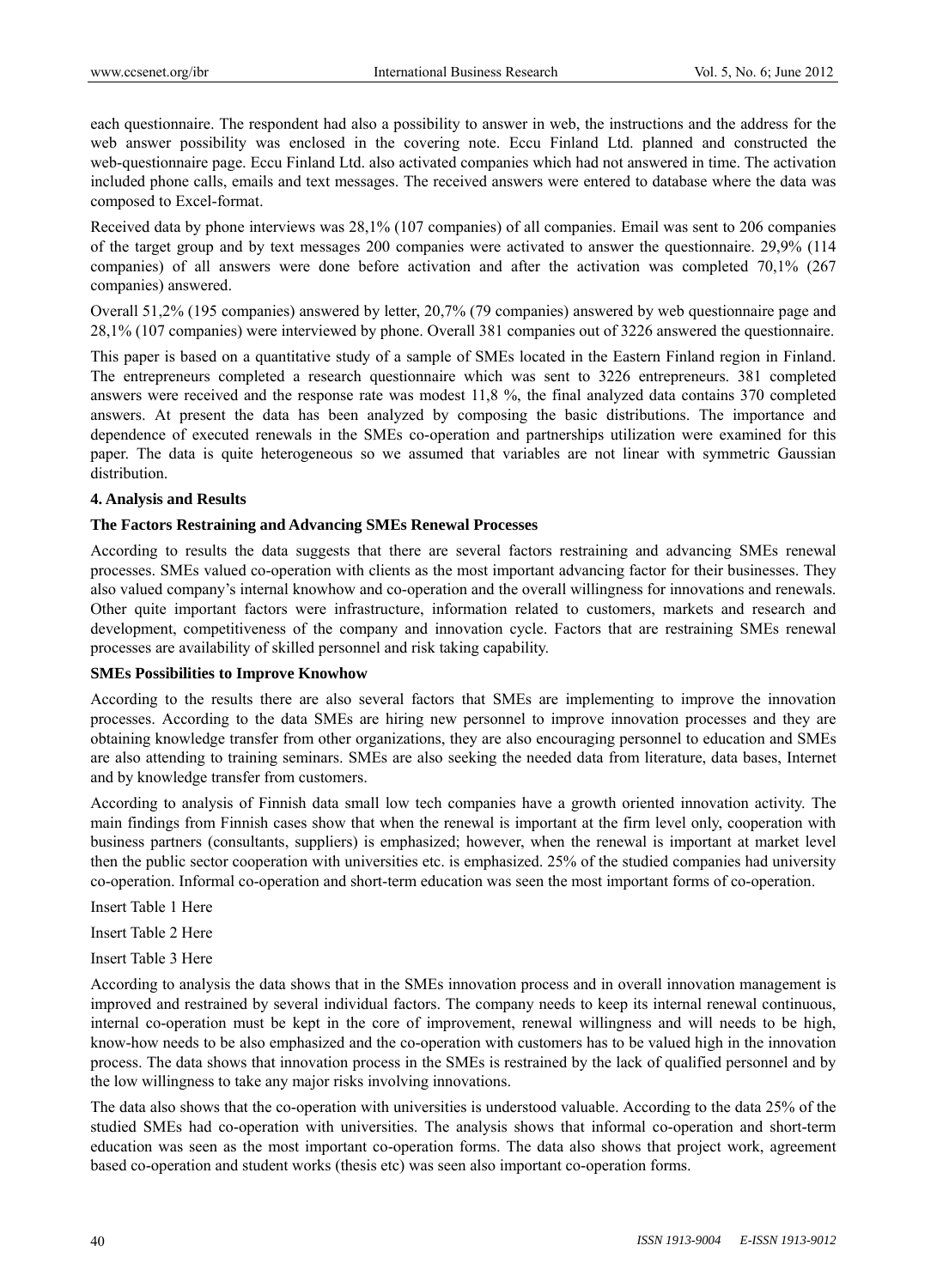each questionnaire. The respondent had also a possibility to answer in web, the instructions and the address for the web answer possibility was enclosed in the covering note. Eccu Finland Ltd. planned and constructed the web-questionnaire page. Eccu Finland Ltd. also activated companies which had not answered in time. The activation included phone calls, emails and text messages. The received answers were entered to database where the data was composed to Excel-format.

Received data by phone interviews was 28,1% (107 companies) of all companies. Email was sent to 206 companies of the target group and by text messages 200 companies were activated to answer the questionnaire. 29,9% (114 companies) of all answers were done before activation and after the activation was completed 70,1% (267 companies) answered.

Overall 51,2% (195 companies) answered by letter, 20,7% (79 companies) answered by web questionnaire page and 28,1% (107 companies) were interviewed by phone. Overall 381 companies out of 3226 answered the questionnaire.

This paper is based on a quantitative study of a sample of SMEs located in the Eastern Finland region in Finland. The entrepreneurs completed a research questionnaire which was sent to 3226 entrepreneurs. 381 completed answers were received and the response rate was modest 11,8 %, the final analyzed data contains 370 completed answers. At present the data has been analyzed by composing the basic distributions. The importance and dependence of executed renewals in the SMEs co-operation and partnerships utilization were examined for this paper. The data is quite heterogeneous so we assumed that variables are not linear with symmetric Gaussian distribution.

## 4. Analysis and Results

### The Factors Restraining and Advancing SMEs Renewal Processes

According to results the data suggests that there are several factors restraining and advancing SMEs renewal processes. SMEs valued co-operation with clients as the most important advancing factor for their businesses. They also valued company's internal knowhow and co-operation and the overall willingness for innovations and renewals. Other quite important factors were infrastructure, information related to customers, markets and research and development, competitiveness of the company and innovation cycle. Factors that are restraining SMEs renewal processes are availability of skilled personnel and risk taking capability.

### SMEs Possibilities to Improve Knowhow

According to the results there are also several factors that SMEs are implementing to improve the innovation processes. According to the data SMEs are hiring new personnel to improve innovation processes and they are obtaining knowledge transfer from other organizations, they are also encouraging personnel to education and SMEs are also attending to training seminars. SMEs are also seeking the needed data from literature, data bases, Internet and by knowledge transfer from customers.

According to analysis of Finnish data small low tech companies have a growth oriented innovation activity. The main findings from Finnish cases show that when the renewal is important at the firm level only, cooperation with business partners (consultants, suppliers) is emphasized; however, when the renewal is important at market level then the public sector cooperation with universities etc. is emphasized. 25% of the studied companies had university co-operation. Informal co-operation and short-term education was seen the most important forms of co-operation.

Insert Table 1 Here

Insert Table 2 Here

Insert Table 3 Here

According to analysis the data shows that in the SMEs innovation process and in overall innovation management is improved and restrained by several individual factors. The company needs to keep its internal renewal continuous, internal co-operation must be kept in the core of improvement, renewal willingness and will needs to be high, know-how needs to be also emphasized and the co-operation with customers has to be valued high in the innovation process. The data shows that innovation process in the SMEs is restrained by the lack of qualified personnel and by the low willingness to take any major risks involving innovations.

The data also shows that the co-operation with universities is understood valuable. According to the data 25% of the studied SMEs had co-operation with universities. The analysis shows that informal co-operation and short-term education was seen as the most important co-operation forms. The data also shows that project work, agreement based co-operation and student works (thesis etc) was seen also important co-operation forms.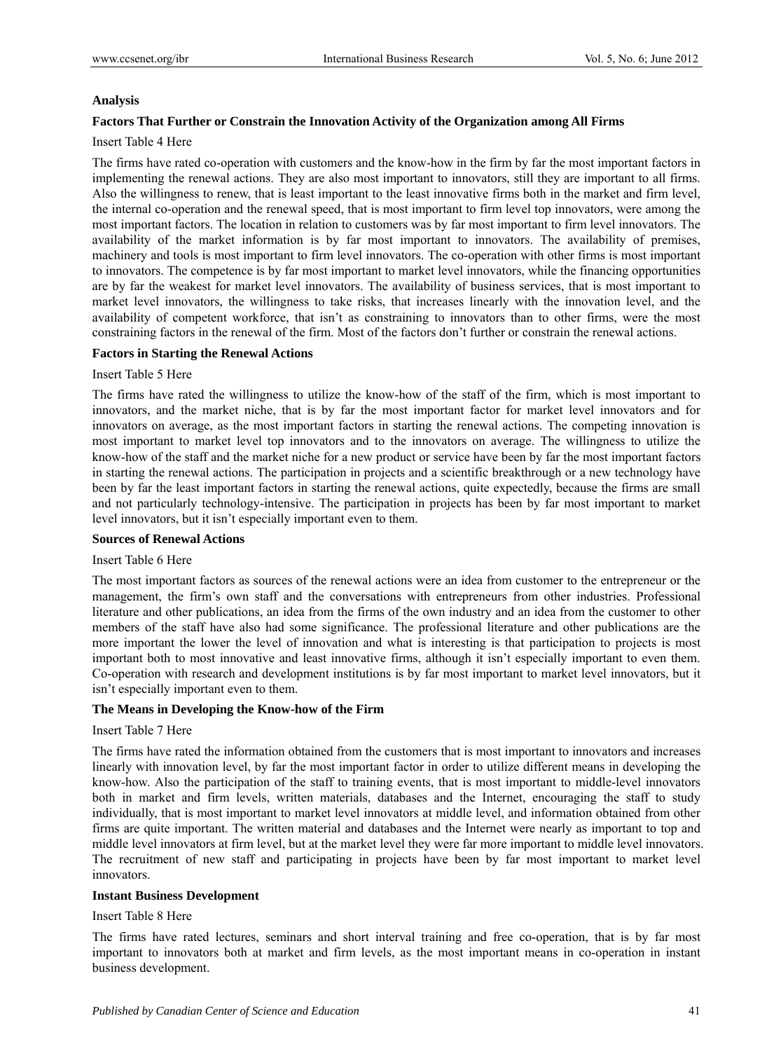**Analysis**

**Factors That Further or Constrain the Innovation Activity of the Organization among All Firms**

Insert Table 4 Here

The firms have rated co-operation with customers and the know-how in the firm by far the most important factors in implementing the renewal actions. They are also most important to innovators, still they are important to all firms. Also the willingness to renew, that is least important to the least innovative firms both in the market and firm level, the internal co-operation and the renewal speed, that is most important to firm level top innovators, were among the most important factors. The location in relation to customers was by far most important to firm level innovators. The availability of the market information is by far most important to innovators. The availability of premises, machinery and tools is most important to firm level innovators. The co-operation with other firms is most important to innovators. The competence is by far most important to market level innovators, while the financing opportunities are by far the weakest for market level innovators. The availability of business services, that is most important to market level innovators, the willingness to take risks, that increases linearly with the innovation level, and the availability of competent workforce, that isn't as constraining to innovators than to other firms, were the most constraining factors in the renewal of the firm. Most of the factors don't further or constrain the renewal actions.

**Factors in Starting the Renewal Actions**

Insert Table 5 Here

The firms have rated the willingness to utilize the know-how of the staff of the firm, which is most important to innovators, and the market niche, that is by far the most important factor for market level innovators and for innovators on average, as the most important factors in starting the renewal actions. The competing innovation is most important to market level top innovators and to the innovators on average. The willingness to utilize the know-how of the staff and the market niche for a new product or service have been by far the most important factors in starting the renewal actions. The participation in projects and a scientific breakthrough or a new technology have been by far the least important factors in starting the renewal actions, quite expectedly, because the firms are small and not particularly technology-intensive. The participation in projects has been by far most important to market level innovators, but it isn't especially important even to them.

**Sources of Renewal Actions**

Insert Table 6 Here

The most important factors as sources of the renewal actions were an idea from customer to the entrepreneur or the management, the firm's own staff and the conversations with entrepreneurs from other industries. Professional literature and other publications, an idea from the firms of the own industry and an idea from the customer to other members of the staff have also had some significance. The professional literature and other publications are the more important the lower the level of innovation and what is interesting is that participation to projects is most important both to most innovative and least innovative firms, although it isn't especially important to even them. Co-operation with research and development institutions is by far most important to market level innovators, but it isn't especially important even to them.

**The Means in Developing the Know-how of the Firm**

Insert Table 7 Here

The firms have rated the information obtained from the customers that is most important to innovators and increases linearly with innovation level, by far the most important factor in order to utilize different means in developing the know-how. Also the participation of the staff to training events, that is most important to middle-level innovators both in market and firm levels, written materials, databases and the Internet, encouraging the staff to study individually, that is most important to market level innovators at middle level, and information obtained from other firms are quite important. The written material and databases and the Internet were nearly as important to top and middle level innovators at firm level, but at the market level they were far more important to middle level innovators. The recruitment of new staff and participating in projects have been by far most important to market level innovators.

**Instant Business Development**

Insert Table 8 Here

The firms have rated lectures, seminars and short interval training and free co-operation, that is by far most important to innovators both at market and firm levels, as the most important means in co-operation in instant business development.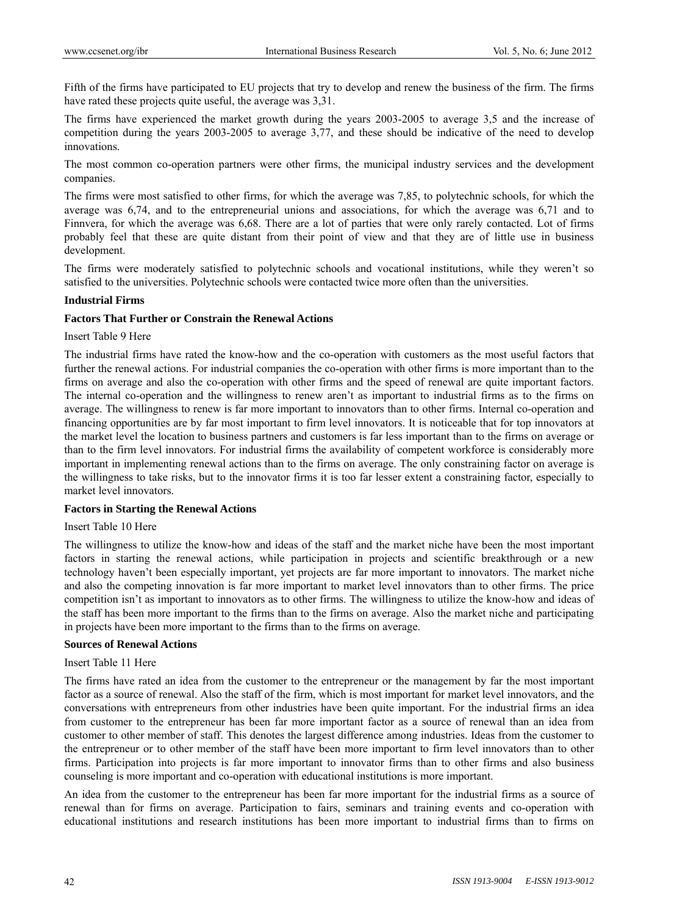Fifth of the firms have participated to EU projects that try to develop and renew the business of the firm. The firms have rated these projects quite useful, the average was 3,31.

The firms have experienced the market growth during the years 2003-2005 to average 3,5 and the increase of competition during the years 2003-2005 to average 3,77, and these should be indicative of the need to develop innovations.

The most common co-operation partners were other firms, the municipal industry services and the development companies.

The firms were most satisfied to other firms, for which the average was 7,85, to polytechnic schools, for which the average was 6,74, and to the entrepreneurial unions and associations, for which the average was 6,71 and to Finnvera, for which the average was 6,68. There are a lot of parties that were only rarely contacted. Lot of firms probably feel that these are quite distant from their point of view and that they are of little use in business development.

The firms were moderately satisfied to polytechnic schools and vocational institutions, while they weren't so satisfied to the universities. Polytechnic schools were contacted twice more often than the universities.

**Industrial Firms**

**Factors That Further or Constrain the Renewal Actions**

Insert Table 9 Here

The industrial firms have rated the know-how and the co-operation with customers as the most useful factors that further the renewal actions. For industrial companies the co-operation with other firms is more important than to the firms on average and also the co-operation with other firms and the speed of renewal are quite important factors. The internal co-operation and the willingness to renew aren't as important to industrial firms as to the firms on average. The willingness to renew is far more important to innovators than to other firms. Internal co-operation and financing opportunities are by far most important to firm level innovators. It is noticeable that for top innovators at the market level the location to business partners and customers is far less important than to the firms on average or than to the firm level innovators. For industrial firms the availability of competent workforce is considerably more important in implementing renewal actions than to the firms on average. The only constraining factor on average is the willingness to take risks, but to the innovator firms it is too far lesser extent a constraining factor, especially to market level innovators.

**Factors in Starting the Renewal Actions**

Insert Table 10 Here

The willingness to utilize the know-how and ideas of the staff and the market niche have been the most important factors in starting the renewal actions, while participation in projects and scientific breakthrough or a new technology haven't been especially important, yet projects are far more important to innovators. The market niche and also the competing innovation is far more important to market level innovators than to other firms. The price competition isn't as important to innovators as to other firms. The willingness to utilize the know-how and ideas of the staff has been more important to the firms than to the firms on average. Also the market niche and participating in projects have been more important to the firms than to the firms on average.

**Sources of Renewal Actions**

Insert Table 11 Here

The firms have rated an idea from the customer to the entrepreneur or the management by far the most important factor as a source of renewal. Also the staff of the firm, which is most important for market level innovators, and the conversations with entrepreneurs from other industries have been quite important. For the industrial firms an idea from customer to the entrepreneur has been far more important factor as a source of renewal than an idea from customer to other member of staff. This denotes the largest difference among industries. Ideas from the customer to the entrepreneur or to other member of the staff have been more important to firm level innovators than to other firms. Participation into projects is far more important to innovator firms than to other firms and also business counseling is more important and co-operation with educational institutions is more important.

An idea from the customer to the entrepreneur has been far more important for the industrial firms as a source of renewal than for firms on average. Participation to fairs, seminars and training events and co-operation with educational institutions and research institutions has been more important to industrial firms than to firms on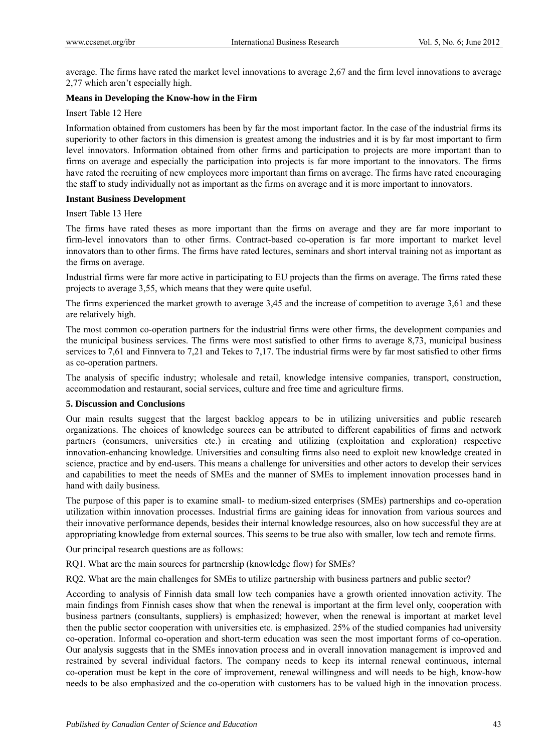average. The firms have rated the market level innovations to average 2,67 and the firm level innovations to average 2,77 which aren't especially high.

**Means in Developing the Know-how in the Firm**

Insert Table 12 Here

Information obtained from customers has been by far the most important factor. In the case of the industrial firms its superiority to other factors in this dimension is greatest among the industries and it is by far most important to firm level innovators. Information obtained from other firms and participation to projects are more important than to firms on average and especially the participation into projects is far more important to the innovators. The firms have rated the recruiting of new employees more important than firms on average. The firms have rated encouraging the staff to study individually not as important as the firms on average and it is more important to innovators.

**Instant Business Development**

Insert Table 13 Here

The firms have rated theses as more important than the firms on average and they are far more important to firm-level innovators than to other firms. Contract-based co-operation is far more important to market level innovators than to other firms. The firms have rated lectures, seminars and short interval training not as important as the firms on average.

Industrial firms were far more active in participating to EU projects than the firms on average. The firms rated these projects to average 3,55, which means that they were quite useful.

The firms experienced the market growth to average 3,45 and the increase of competition to average 3,61 and these are relatively high.

The most common co-operation partners for the industrial firms were other firms, the development companies and the municipal business services. The firms were most satisfied to other firms to average 8,73, municipal business services to 7,61 and Finnvera to 7,21 and Tekes to 7,17. The industrial firms were by far most satisfied to other firms as co-operation partners.

The analysis of specific industry; wholesale and retail, knowledge intensive companies, transport, construction, accommodation and restaurant, social services, culture and free time and agriculture firms.

## 5. Discussion and Conclusions

Our main results suggest that the largest backlog appears to be in utilizing universities and public research organizations. The choices of knowledge sources can be attributed to different capabilities of firms and network partners (consumers, universities etc.) in creating and utilizing (exploitation and exploration) respective innovation-enhancing knowledge. Universities and consulting firms also need to exploit new knowledge created in science, practice and by end-users. This means a challenge for universities and other actors to develop their services and capabilities to meet the needs of SMEs and the manner of SMEs to implement innovation processes hand in hand with daily business.

The purpose of this paper is to examine small- to medium-sized enterprises (SMEs) partnerships and co-operation utilization within innovation processes. Industrial firms are gaining ideas for innovation from various sources and their innovative performance depends, besides their internal knowledge resources, also on how successful they are at appropriating knowledge from external sources. This seems to be true also with smaller, low tech and remote firms.

Our principal research questions are as follows:

RQ1. What are the main sources for partnership (knowledge flow) for SMEs?

RQ2. What are the main challenges for SMEs to utilize partnership with business partners and public sector?

According to analysis of Finnish data small low tech companies have a growth oriented innovation activity. The main findings from Finnish cases show that when the renewal is important at the firm level only, cooperation with business partners (consultants, suppliers) is emphasized; however, when the renewal is important at market level then the public sector cooperation with universities etc. is emphasized. 25% of the studied companies had university co-operation. Informal co-operation and short-term education was seen the most important forms of co-operation. Our analysis suggests that in the SMEs innovation process and in overall innovation management is improved and restrained by several individual factors. The company needs to keep its internal renewal continuous, internal co-operation must be kept in the core of improvement, renewal willingness and will needs to be high, know-how needs to be also emphasized and the co-operation with customers has to be valued high in the innovation process.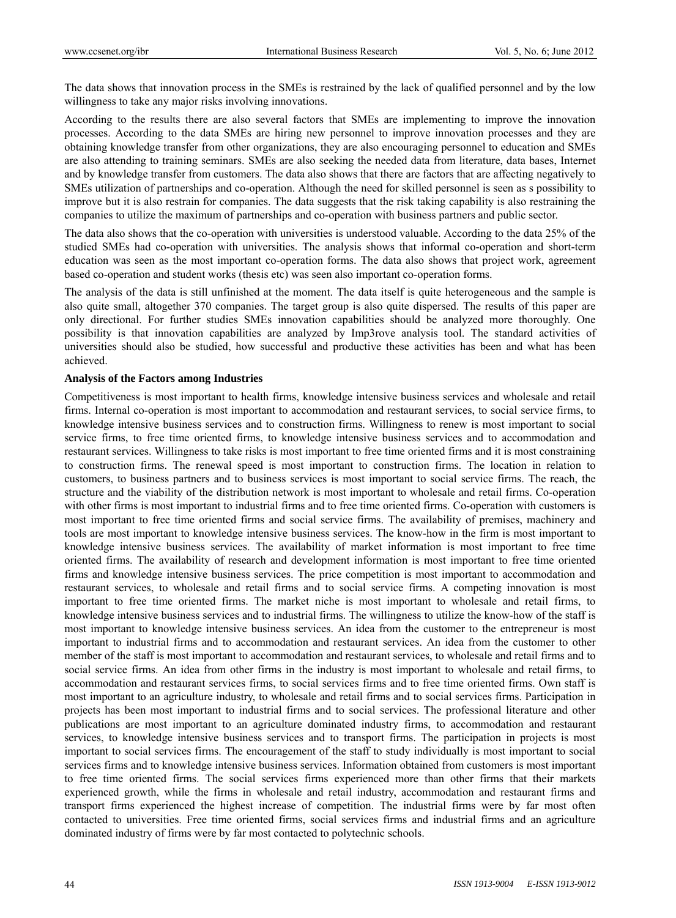The data shows that innovation process in the SMEs is restrained by the lack of qualified personnel and by the low willingness to take any major risks involving innovations.

According to the results there are also several factors that SMEs are implementing to improve the innovation processes. According to the data SMEs are hiring new personnel to improve innovation processes and they are obtaining knowledge transfer from other organizations, they are also encouraging personnel to education and SMEs are also attending to training seminars. SMEs are also seeking the needed data from literature, data bases, Internet and by knowledge transfer from customers. The data also shows that there are factors that are affecting negatively to SMEs utilization of partnerships and co-operation. Although the need for skilled personnel is seen as s possibility to improve but it is also restrain for companies. The data suggests that the risk taking capability is also restraining the companies to utilize the maximum of partnerships and co-operation with business partners and public sector.

The data also shows that the co-operation with universities is understood valuable. According to the data 25% of the studied SMEs had co-operation with universities. The analysis shows that informal co-operation and short-term education was seen as the most important co-operation forms. The data also shows that project work, agreement based co-operation and student works (thesis etc) was seen also important co-operation forms.

The analysis of the data is still unfinished at the moment. The data itself is quite heterogeneous and the sample is also quite small, altogether 370 companies. The target group is also quite dispersed. The results of this paper are only directional. For further studies SMEs innovation capabilities should be analyzed more thoroughly. One possibility is that innovation capabilities are analyzed by Imp3rove analysis tool. The standard activities of universities should also be studied, how successful and productive these activities has been and what has been achieved.

**Analysis of the Factors among Industries**

Competitiveness is most important to health firms, knowledge intensive business services and wholesale and retail firms. Internal co-operation is most important to accommodation and restaurant services, to social service firms, to knowledge intensive business services and to construction firms. Willingness to renew is most important to social service firms, to free time oriented firms, to knowledge intensive business services and to accommodation and restaurant services. Willingness to take risks is most important to free time oriented firms and it is most constraining to construction firms. The renewal speed is most important to construction firms. The location in relation to customers, to business partners and to business services is most important to social service firms. The reach, the structure and the viability of the distribution network is most important to wholesale and retail firms. Co-operation with other firms is most important to industrial firms and to free time oriented firms. Co-operation with customers is most important to free time oriented firms and social service firms. The availability of premises, machinery and tools are most important to knowledge intensive business services. The know-how in the firm is most important to knowledge intensive business services. The availability of market information is most important to free time oriented firms. The availability of research and development information is most important to free time oriented firms and knowledge intensive business services. The price competition is most important to accommodation and restaurant services, to wholesale and retail firms and to social service firms. A competing innovation is most important to free time oriented firms. The market niche is most important to wholesale and retail firms, to knowledge intensive business services and to industrial firms. The willingness to utilize the know-how of the staff is most important to knowledge intensive business services. An idea from the customer to the entrepreneur is most important to industrial firms and to accommodation and restaurant services. An idea from the customer to other member of the staff is most important to accommodation and restaurant services, to wholesale and retail firms and to social service firms. An idea from other firms in the industry is most important to wholesale and retail firms, to accommodation and restaurant services firms, to social services firms and to free time oriented firms. Own staff is most important to an agriculture industry, to wholesale and retail firms and to social services firms. Participation in projects has been most important to industrial firms and to social services. The professional literature and other publications are most important to an agriculture dominated industry firms, to accommodation and restaurant services, to knowledge intensive business services and to transport firms. The participation in projects is most important to social services firms. The encouragement of the staff to study individually is most important to social services firms and to knowledge intensive business services. Information obtained from customers is most important to free time oriented firms. The social services firms experienced more than other firms that their markets experienced growth, while the firms in wholesale and retail industry, accommodation and restaurant firms and transport firms experienced the highest increase of competition. The industrial firms were by far most often contacted to universities. Free time oriented firms, social services firms and industrial firms and an agriculture dominated industry of firms were by far most contacted to polytechnic schools.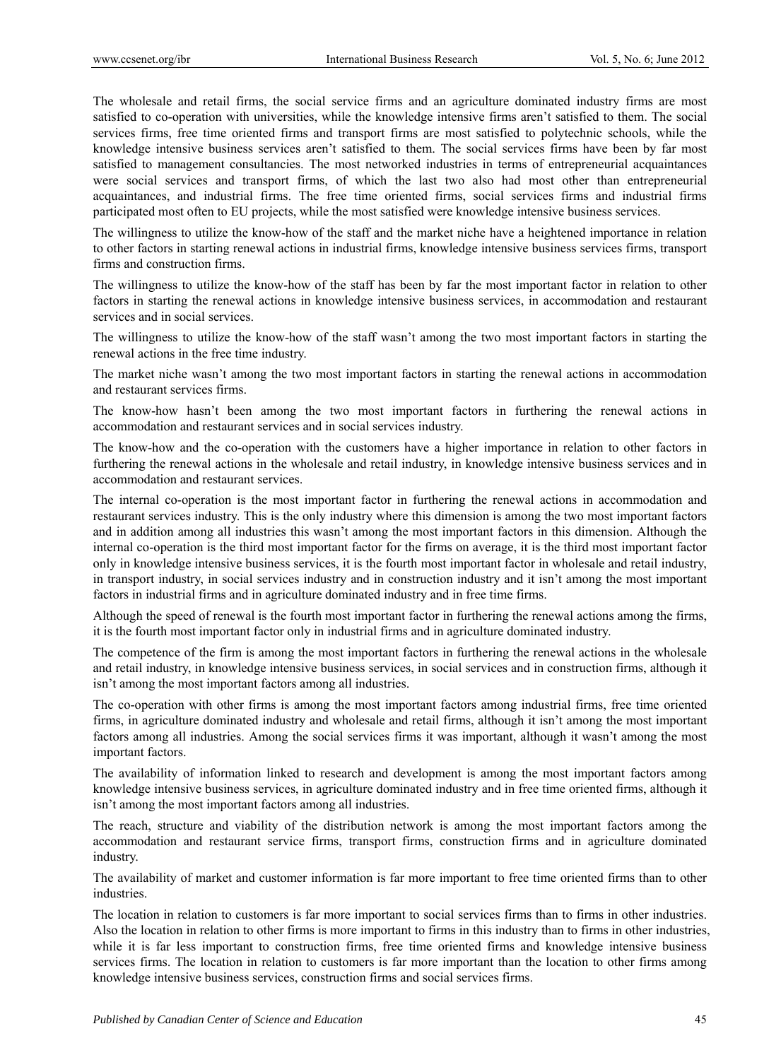The wholesale and retail firms, the social service firms and an agriculture dominated industry firms are most satisfied to co-operation with universities, while the knowledge intensive firms aren't satisfied to them. The social services firms, free time oriented firms and transport firms are most satisfied to polytechnic schools, while the knowledge intensive business services aren't satisfied to them. The social services firms have been by far most satisfied to management consultancies. The most networked industries in terms of entrepreneurial acquaintances were social services and transport firms, of which the last two also had most other than entrepreneurial acquaintances, and industrial firms. The free time oriented firms, social services firms and industrial firms participated most often to EU projects, while the most satisfied were knowledge intensive business services.

The willingness to utilize the know-how of the staff and the market niche have a heightened importance in relation to other factors in starting renewal actions in industrial firms, knowledge intensive business services firms, transport firms and construction firms.

The willingness to utilize the know-how of the staff has been by far the most important factor in relation to other factors in starting the renewal actions in knowledge intensive business services, in accommodation and restaurant services and in social services.

The willingness to utilize the know-how of the staff wasn't among the two most important factors in starting the renewal actions in the free time industry.

The market niche wasn't among the two most important factors in starting the renewal actions in accommodation and restaurant services firms.

The know-how hasn't been among the two most important factors in furthering the renewal actions in accommodation and restaurant services and in social services industry.

The know-how and the co-operation with the customers have a higher importance in relation to other factors in furthering the renewal actions in the wholesale and retail industry, in knowledge intensive business services and in accommodation and restaurant services.

The internal co-operation is the most important factor in furthering the renewal actions in accommodation and restaurant services industry. This is the only industry where this dimension is among the two most important factors and in addition among all industries this wasn't among the most important factors in this dimension. Although the internal co-operation is the third most important factor for the firms on average, it is the third most important factor only in knowledge intensive business services, it is the fourth most important factor in wholesale and retail industry, in transport industry, in social services industry and in construction industry and it isn't among the most important factors in industrial firms and in agriculture dominated industry and in free time firms.

Although the speed of renewal is the fourth most important factor in furthering the renewal actions among the firms, it is the fourth most important factor only in industrial firms and in agriculture dominated industry.

The competence of the firm is among the most important factors in furthering the renewal actions in the wholesale and retail industry, in knowledge intensive business services, in social services and in construction firms, although it isn't among the most important factors among all industries.

The co-operation with other firms is among the most important factors among industrial firms, free time oriented firms, in agriculture dominated industry and wholesale and retail firms, although it isn't among the most important factors among all industries. Among the social services firms it was important, although it wasn't among the most important factors.

The availability of information linked to research and development is among the most important factors among knowledge intensive business services, in agriculture dominated industry and in free time oriented firms, although it isn't among the most important factors among all industries.

The reach, structure and viability of the distribution network is among the most important factors among the accommodation and restaurant service firms, transport firms, construction firms and in agriculture dominated industry.

The availability of market and customer information is far more important to free time oriented firms than to other industries.

The location in relation to customers is far more important to social services firms than to firms in other industries. Also the location in relation to other firms is more important to firms in this industry than to firms in other industries, while it is far less important to construction firms, free time oriented firms and knowledge intensive business services firms. The location in relation to customers is far more important than the location to other firms among knowledge intensive business services, construction firms and social services firms.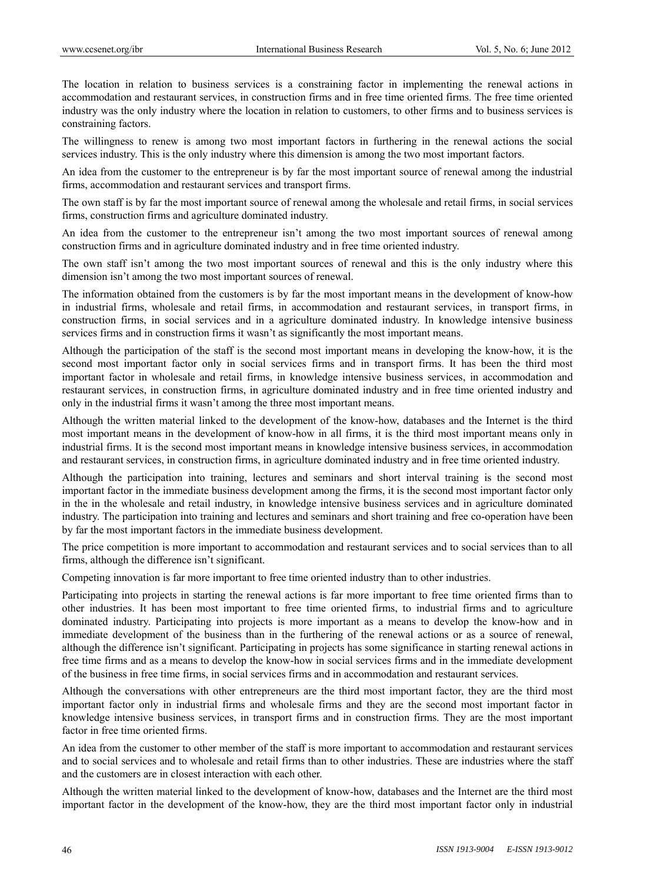The location in relation to business services is a constraining factor in implementing the renewal actions in accommodation and restaurant services, in construction firms and in free time oriented firms. The free time oriented industry was the only industry where the location in relation to customers, to other firms and to business services is constraining factors.

The willingness to renew is among two most important factors in furthering in the renewal actions the social services industry. This is the only industry where this dimension is among the two most important factors.

An idea from the customer to the entrepreneur is by far the most important source of renewal among the industrial firms, accommodation and restaurant services and transport firms.

The own staff is by far the most important source of renewal among the wholesale and retail firms, in social services firms, construction firms and agriculture dominated industry.

An idea from the customer to the entrepreneur isn't among the two most important sources of renewal among construction firms and in agriculture dominated industry and in free time oriented industry.

The own staff isn't among the two most important sources of renewal and this is the only industry where this dimension isn't among the two most important sources of renewal.

The information obtained from the customers is by far the most important means in the development of know-how in industrial firms, wholesale and retail firms, in accommodation and restaurant services, in transport firms, in construction firms, in social services and in a agriculture dominated industry. In knowledge intensive business services firms and in construction firms it wasn't as significantly the most important means.

Although the participation of the staff is the second most important means in developing the know-how, it is the second most important factor only in social services firms and in transport firms. It has been the third most important factor in wholesale and retail firms, in knowledge intensive business services, in accommodation and restaurant services, in construction firms, in agriculture dominated industry and in free time oriented industry and only in the industrial firms it wasn't among the three most important means.

Although the written material linked to the development of the know-how, databases and the Internet is the third most important means in the development of know-how in all firms, it is the third most important means only in industrial firms. It is the second most important means in knowledge intensive business services, in accommodation and restaurant services, in construction firms, in agriculture dominated industry and in free time oriented industry.

Although the participation into training, lectures and seminars and short interval training is the second most important factor in the immediate business development among the firms, it is the second most important factor only in the in the wholesale and retail industry, in knowledge intensive business services and in agriculture dominated industry. The participation into training and lectures and seminars and short training and free co-operation have been by far the most important factors in the immediate business development.

The price competition is more important to accommodation and restaurant services and to social services than to all firms, although the difference isn't significant.

Competing innovation is far more important to free time oriented industry than to other industries.

Participating into projects in starting the renewal actions is far more important to free time oriented firms than to other industries. It has been most important to free time oriented firms, to industrial firms and to agriculture dominated industry. Participating into projects is more important as a means to develop the know-how and in immediate development of the business than in the furthering of the renewal actions or as a source of renewal, although the difference isn't significant. Participating in projects has some significance in starting renewal actions in free time firms and as a means to develop the know-how in social services firms and in the immediate development of the business in free time firms, in social services firms and in accommodation and restaurant services.

Although the conversations with other entrepreneurs are the third most important factor, they are the third most important factor only in industrial firms and wholesale firms and they are the second most important factor in knowledge intensive business services, in transport firms and in construction firms. They are the most important factor in free time oriented firms.

An idea from the customer to other member of the staff is more important to accommodation and restaurant services and to social services and to wholesale and retail firms than to other industries. These are industries where the staff and the customers are in closest interaction with each other.

Although the written material linked to the development of know-how, databases and the Internet are the third most important factor in the development of the know-how, they are the third most important factor only in industrial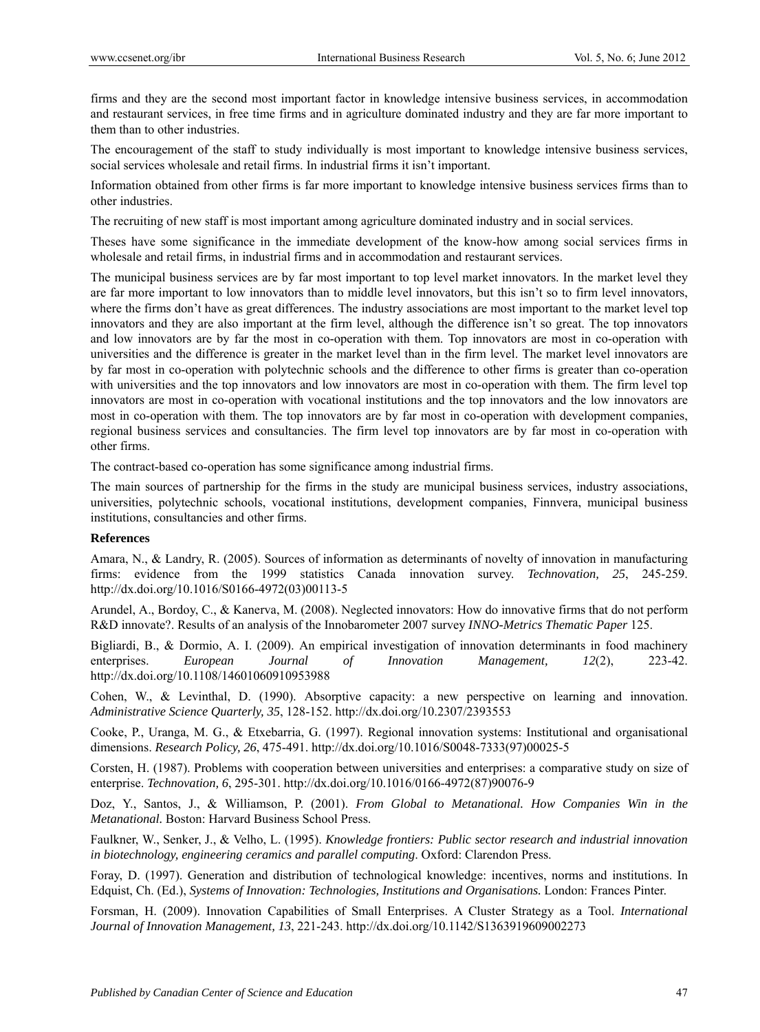firms and they are the second most important factor in knowledge intensive business services, in accommodation and restaurant services, in free time firms and in agriculture dominated industry and they are far more important to them than to other industries.

The encouragement of the staff to study individually is most important to knowledge intensive business services, social services wholesale and retail firms. In industrial firms it isn't important.

Information obtained from other firms is far more important to knowledge intensive business services firms than to other industries.

The recruiting of new staff is most important among agriculture dominated industry and in social services.

Theses have some significance in the immediate development of the know-how among social services firms in wholesale and retail firms, in industrial firms and in accommodation and restaurant services.

The municipal business services are by far most important to top level market innovators. In the market level they are far more important to low innovators than to middle level innovators, but this isn't so to firm level innovators, where the firms don't have as great differences. The industry associations are most important to the market level top innovators and they are also important at the firm level, although the difference isn't so great. The top innovators and low innovators are by far the most in co-operation with them. Top innovators are most in co-operation with universities and the difference is greater in the market level than in the firm level. The market level innovators are by far most in co-operation with polytechnic schools and the difference to other firms is greater than co-operation with universities and the top innovators and low innovators are most in co-operation with them. The firm level top innovators are most in co-operation with vocational institutions and the top innovators and the low innovators are most in co-operation with them. The top innovators are by far most in co-operation with development companies, regional business services and consultancies. The firm level top innovators are by far most in co-operation with other firms.

The contract-based co-operation has some significance among industrial firms.

The main sources of partnership for the firms in the study are municipal business services, industry associations, universities, polytechnic schools, vocational institutions, development companies, Finnvera, municipal business institutions, consultancies and other firms.

**References**

Amara, N., & Landry, R. (2005). Sources of information as determinants of novelty of innovation in manufacturing firms: evidence from the 1999 statistics Canada innovation survey. *Technovation, 25*, 245-259. http://dx.doi.org/10.1016/S0166-4972(03)00113-5

Arundel, A., Bordoy, C., & Kanerva, M. (2008). Neglected innovators: How do innovative firms that do not perform R&D innovate?. Results of an analysis of the Innobarometer 2007 survey *INNO-Metrics Thematic Paper* 125.

Bigliardi, B., & Dormio, A. I. (2009). An empirical investigation of innovation determinants in food machinery enterprises. *European Journal of Innovation Management, 12*(2), 223-42. http://dx.doi.org/10.1108/14601060910953988

Cohen, W., & Levinthal, D. (1990). Absorptive capacity: a new perspective on learning and innovation. *Administrative Science Quarterly, 35*, 128-152. http://dx.doi.org/10.2307/2393553

Cooke, P., Uranga, M. G., & Etxebarria, G. (1997). Regional innovation systems: Institutional and organisational dimensions. *Research Policy, 26*, 475-491. http://dx.doi.org/10.1016/S0048-7333(97)00025-5

Corsten, H. (1987). Problems with cooperation between universities and enterprises: a comparative study on size of enterprise. *Technovation, 6*, 295-301. http://dx.doi.org/10.1016/0166-4972(87)90076-9

Doz, Y., Santos, J., & Williamson, P. (2001). *From Global to Metanational. How Companies Win in the Metanational.* Boston: Harvard Business School Press.

Faulkner, W., Senker, J., & Velho, L. (1995). *Knowledge frontiers: Public sector research and industrial innovation in biotechnology, engineering ceramics and parallel computing*. Oxford: Clarendon Press.

Foray, D. (1997). Generation and distribution of technological knowledge: incentives, norms and institutions. In Edquist, Ch. (Ed.), *Systems of Innovation: Technologies, Institutions and Organisations.* London: Frances Pinter.

Forsman, H. (2009). Innovation Capabilities of Small Enterprises. A Cluster Strategy as a Tool. *International Journal of Innovation Management, 13*, 221-243. http://dx.doi.org/10.1142/S1363919609002273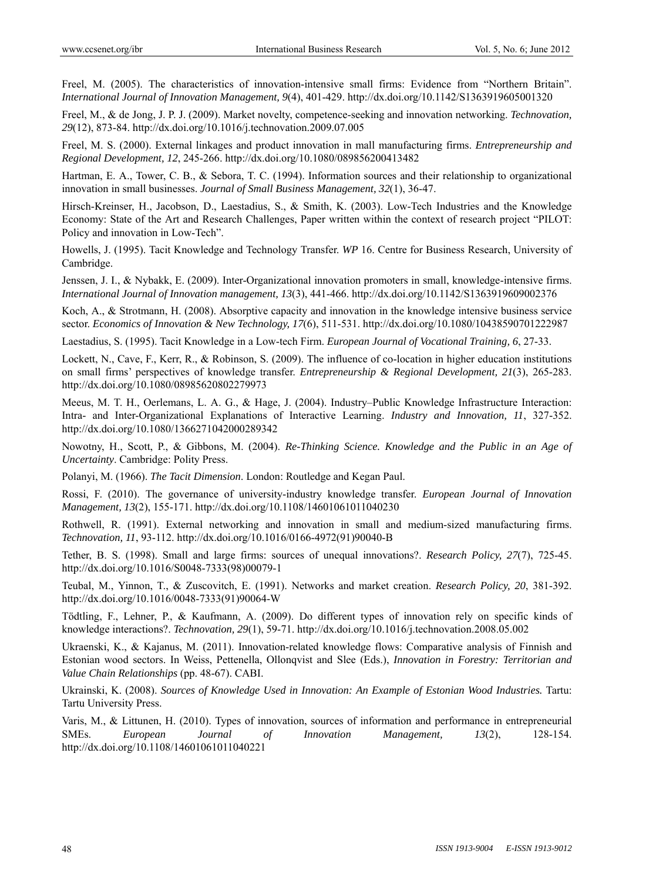Freel, M. (2005). The characteristics of innovation-intensive small firms: Evidence from "Northern Britain". *International Journal of Innovation Management, 9*(4), 401-429. http://dx.doi.org/10.1142/S1363919605001320

Freel, M., & de Jong, J. P. J. (2009). Market novelty, competence-seeking and innovation networking. *Technovation, 29*(12), 873-84. http://dx.doi.org/10.1016/j.technovation.2009.07.005

Freel, M. S. (2000). External linkages and product innovation in mall manufacturing firms. *Entrepreneurship and Regional Development, 12*, 245-266. http://dx.doi.org/10.1080/089856200413482

Hartman, E. A., Tower, C. B., & Sebora, T. C. (1994). Information sources and their relationship to organizational innovation in small businesses. *Journal of Small Business Management, 32*(1), 36-47.

Hirsch-Kreinser, H., Jacobson, D., Laestadius, S., & Smith, K. (2003). Low-Tech Industries and the Knowledge Economy: State of the Art and Research Challenges, Paper written within the context of research project "PILOT: Policy and innovation in Low-Tech".

Howells, J. (1995). Tacit Knowledge and Technology Transfer. *WP* 16. Centre for Business Research, University of Cambridge.

Jenssen, J. I., & Nybakk, E. (2009). Inter-Organizational innovation promoters in small, knowledge-intensive firms. *International Journal of Innovation management, 13*(3), 441-466. http://dx.doi.org/10.1142/S1363919609002376

Koch, A., & Strotmann, H. (2008). Absorptive capacity and innovation in the knowledge intensive business service sector. *Economics of Innovation & New Technology, 17*(6), 511-531. http://dx.doi.org/10.1080/10438590701222987

Laestadius, S. (1995). Tacit Knowledge in a Low-tech Firm. *European Journal of Vocational Training, 6*, 27-33.

Lockett, N., Cave, F., Kerr, R., & Robinson, S. (2009). The influence of co-location in higher education institutions on small firms' perspectives of knowledge transfer. *Entrepreneurship & Regional Development, 21*(3), 265-283. http://dx.doi.org/10.1080/08985620802279973

Meeus, M. T. H., Oerlemans, L. A. G., & Hage, J. (2004). Industry–Public Knowledge Infrastructure Interaction: Intra- and Inter-Organizational Explanations of Interactive Learning. *Industry and Innovation, 11*, 327-352. http://dx.doi.org/10.1080/1366271042000289342

Nowotny, H., Scott, P., & Gibbons, M. (2004). *Re-Thinking Science. Knowledge and the Public in an Age of Uncertainty*. Cambridge: Polity Press.

Polanyi, M. (1966). *The Tacit Dimension*. London: Routledge and Kegan Paul.

Rossi, F. (2010). The governance of university-industry knowledge transfer. *European Journal of Innovation Management, 13*(2), 155-171. http://dx.doi.org/10.1108/14601061011040230

Rothwell, R. (1991). External networking and innovation in small and medium-sized manufacturing firms. *Technovation, 11*, 93-112. http://dx.doi.org/10.1016/0166-4972(91)90040-B

Tether, B. S. (1998). Small and large firms: sources of unequal innovations?. *Research Policy, 27*(7), 725-45. http://dx.doi.org/10.1016/S0048-7333(98)00079-1

Teubal, M., Yinnon, T., & Zuscovitch, E. (1991). Networks and market creation. *Research Policy, 20*, 381-392. http://dx.doi.org/10.1016/0048-7333(91)90064-W

Tödtling, F., Lehner, P., & Kaufmann, A. (2009). Do different types of innovation rely on specific kinds of knowledge interactions?. *Technovation, 29*(1), 59-71. http://dx.doi.org/10.1016/j.technovation.2008.05.002

Ukraenski, K., & Kajanus, M. (2011). Innovation-related knowledge flows: Comparative analysis of Finnish and Estonian wood sectors. In Weiss, Pettenella, Ollonqvist and Slee (Eds.), *Innovation in Forestry: Territorian and Value Chain Relationships* (pp. 48-67). CABI.

Ukrainski, K. (2008). *Sources of Knowledge Used in Innovation: An Example of Estonian Wood Industries.* Tartu: Tartu University Press.

Varis, M., & Littunen, H. (2010). Types of innovation, sources of information and performance in entrepreneurial SMEs. *European Journal of Innovation Management, 13*(2), 128-154. http://dx.doi.org/10.1108/14601061011040221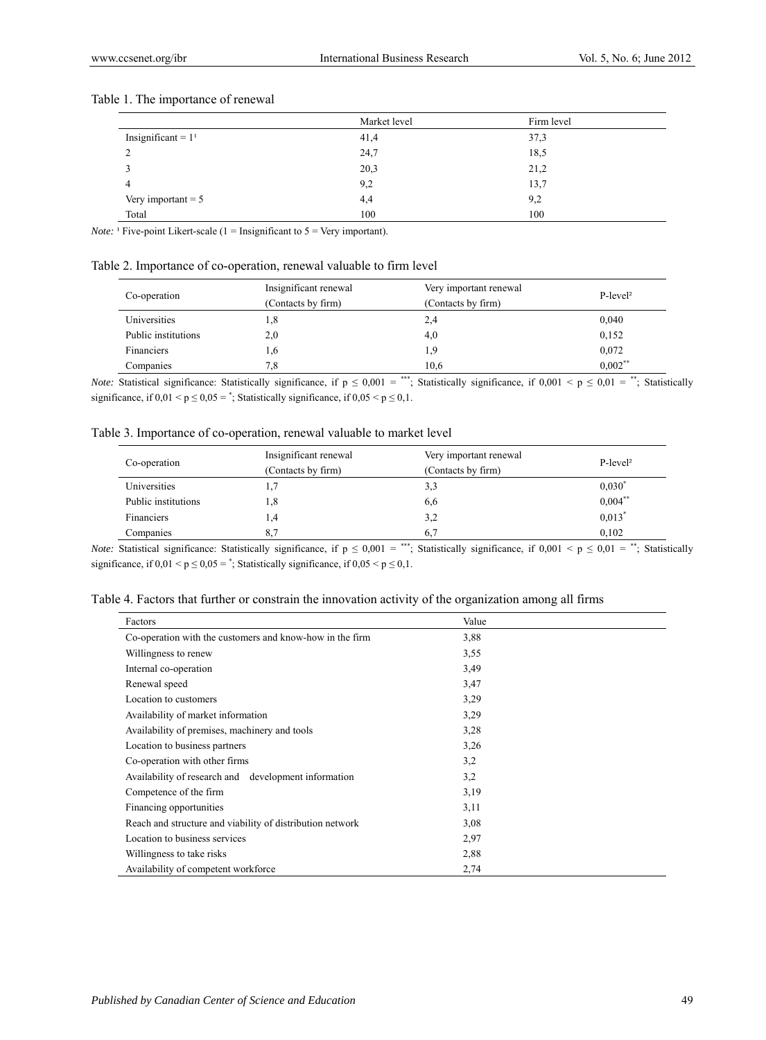Table 1. The importance of renewal

| | Market level | Firm level |
|---|---|---|
| Insignificant = 1[1] | 41,4 | 37,3 |
| 2 | 24,7 | 18,5 |
| 3 | 20,3 | 21,2 |
| 4 | 9,2 | 13,7 |
| Very important = 5 | 4,4 | 9,2 |
| Total | 100 | 100 |

*Note:* [1] Five-point Likert-scale (1 = Insignificant to 5 = Very important).

Table 2. Importance of co-operation, renewal valuable to firm level

| Co-operation | Insignificant renewal (Contacts by firm) | Very important renewal (Contacts by firm) | P-level[2] |
|---|---|---|---|
| Universities | 1,8 | 2,4 | 0,040 |
| Public institutions | 2,0 | 4,0 | 0,152 |
| Financiers | 1,6 | 1,9 | 0,072 |
| Companies | 7,8 | 10,6 | 0,002** |

*Note:* Statistical significance: Statistically significance, if p ≤ 0,001 = ***; Statistically significance, if 0,001 < p ≤ 0,01 = **; Statistically significance, if 0,01 < p ≤ 0,05 = *; Statistically significance, if 0,05 < p ≤ 0,1.

Table 3. Importance of co-operation, renewal valuable to market level

| Co-operation | Insignificant renewal (Contacts by firm) | Very important renewal (Contacts by firm) | P-level[2] |
|---|---|---|---|
| Universities | 1,7 | 3,3 | 0,030* |
| Public institutions | 1,8 | 6,6 | 0,004** |
| Financiers | 1,4 | 3,2 | 0,013* |
| Companies | 8,7 | 6,7 | 0,102 |

*Note:* Statistical significance: Statistically significance, if p ≤ 0,001 = ***; Statistically significance, if 0,001 < p ≤ 0,01 = **; Statistically significance, if 0,01 < p ≤ 0,05 = *; Statistically significance, if 0,05 < p ≤ 0,1.

Table 4. Factors that further or constrain the innovation activity of the organization among all firms

| Factors | Value |
|---|---|
| Co-operation with the customers and know-how in the firm | 3,88 |
| Willingness to renew | 3,55 |
| Internal co-operation | 3,49 |
| Renewal speed | 3,47 |
| Location to customers | 3,29 |
| Availability of market information | 3,29 |
| Availability of premises, machinery and tools | 3,28 |
| Location to business partners | 3,26 |
| Co-operation with other firms | 3,2 |
| Availability of research and development information | 3,2 |
| Competence of the firm | 3,19 |
| Financing opportunities | 3,11 |
| Reach and structure and viability of distribution network | 3,08 |
| Location to business services | 2,97 |
| Willingness to take risks | 2,88 |
| Availability of competent workforce | 2,74 |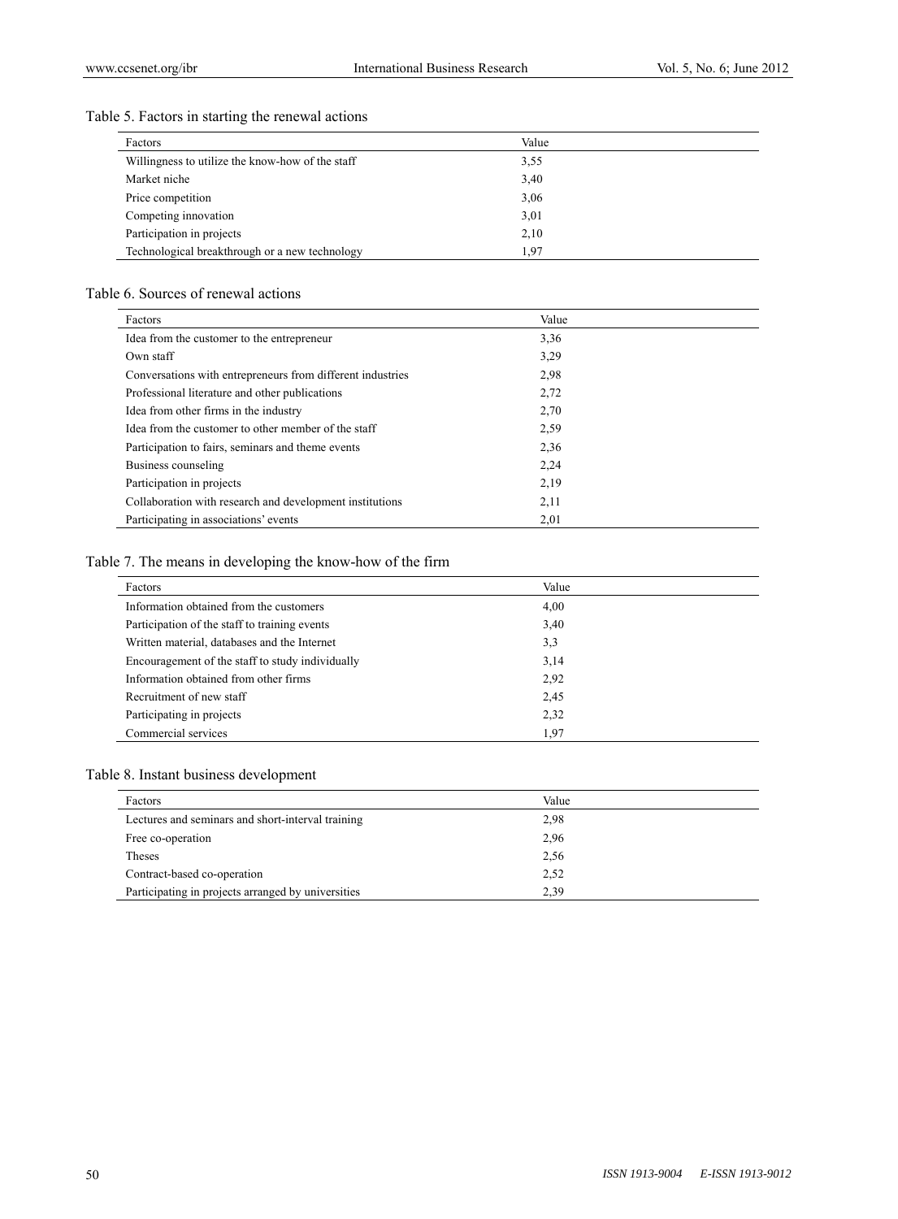Table 5. Factors in starting the renewal actions

| Factors | Value |
|---|---|
| Willingness to utilize the know-how of the staff | 3,55 |
| Market niche | 3,40 |
| Price competition | 3,06 |
| Competing innovation | 3,01 |
| Participation in projects | 2,10 |
| Technological breakthrough or a new technology | 1,97 |

Table 6. Sources of renewal actions

| Factors | Value |
|---|---|
| Idea from the customer to the entrepreneur | 3,36 |
| Own staff | 3,29 |
| Conversations with entrepreneurs from different industries | 2,98 |
| Professional literature and other publications | 2,72 |
| Idea from other firms in the industry | 2,70 |
| Idea from the customer to other member of the staff | 2,59 |
| Participation to fairs, seminars and theme events | 2,36 |
| Business counseling | 2,24 |
| Participation in projects | 2,19 |
| Collaboration with research and development institutions | 2,11 |
| Participating in associations' events | 2,01 |

Table 7. The means in developing the know-how of the firm

| Factors | Value |
|---|---|
| Information obtained from the customers | 4,00 |
| Participation of the staff to training events | 3,40 |
| Written material, databases and the Internet | 3,3 |
| Encouragement of the staff to study individually | 3,14 |
| Information obtained from other firms | 2,92 |
| Recruitment of new staff | 2,45 |
| Participating in projects | 2,32 |
| Commercial services | 1,97 |

Table 8. Instant business development

| Factors | Value |
|---|---|
| Lectures and seminars and short-interval training | 2,98 |
| Free co-operation | 2,96 |
| Theses | 2,56 |
| Contract-based co-operation | 2,52 |
| Participating in projects arranged by universities | 2,39 |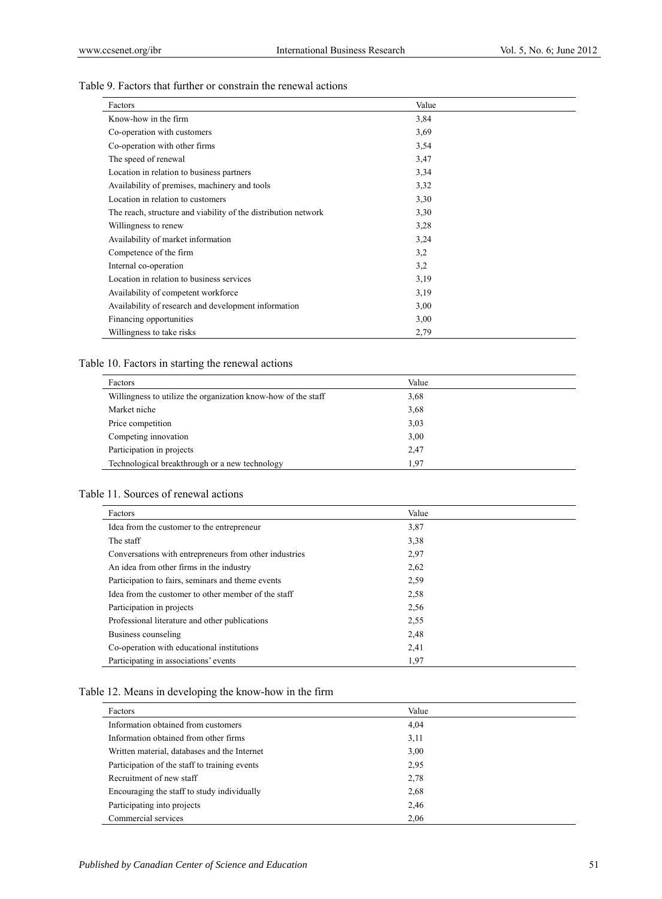Table 9. Factors that further or constrain the renewal actions

| Factors | Value |
|---|---|
| Know-how in the firm | 3,84 |
| Co-operation with customers | 3,69 |
| Co-operation with other firms | 3,54 |
| The speed of renewal | 3,47 |
| Location in relation to business partners | 3,34 |
| Availability of premises, machinery and tools | 3,32 |
| Location in relation to customers | 3,30 |
| The reach, structure and viability of the distribution network | 3,30 |
| Willingness to renew | 3,28 |
| Availability of market information | 3,24 |
| Competence of the firm | 3,2 |
| Internal co-operation | 3,2 |
| Location in relation to business services | 3,19 |
| Availability of competent workforce | 3,19 |
| Availability of research and development information | 3,00 |
| Financing opportunities | 3,00 |
| Willingness to take risks | 2,79 |

Table 10. Factors in starting the renewal actions

| Factors | Value |
|---|---|
| Willingness to utilize the organization know-how of the staff | 3,68 |
| Market niche | 3,68 |
| Price competition | 3,03 |
| Competing innovation | 3,00 |
| Participation in projects | 2,47 |
| Technological breakthrough or a new technology | 1,97 |

Table 11. Sources of renewal actions

| Factors | Value |
|---|---|
| Idea from the customer to the entrepreneur | 3,87 |
| The staff | 3,38 |
| Conversations with entrepreneurs from other industries | 2,97 |
| An idea from other firms in the industry | 2,62 |
| Participation to fairs, seminars and theme events | 2,59 |
| Idea from the customer to other member of the staff | 2,58 |
| Participation in projects | 2,56 |
| Professional literature and other publications | 2,55 |
| Business counseling | 2,48 |
| Co-operation with educational institutions | 2,41 |
| Participating in associations' events | 1,97 |

Table 12. Means in developing the know-how in the firm

| Factors | Value |
|---|---|
| Information obtained from customers | 4,04 |
| Information obtained from other firms | 3,11 |
| Written material, databases and the Internet | 3,00 |
| Participation of the staff to training events | 2,95 |
| Recruitment of new staff | 2,78 |
| Encouraging the staff to study individually | 2,68 |
| Participating into projects | 2,46 |
| Commercial services | 2,06 |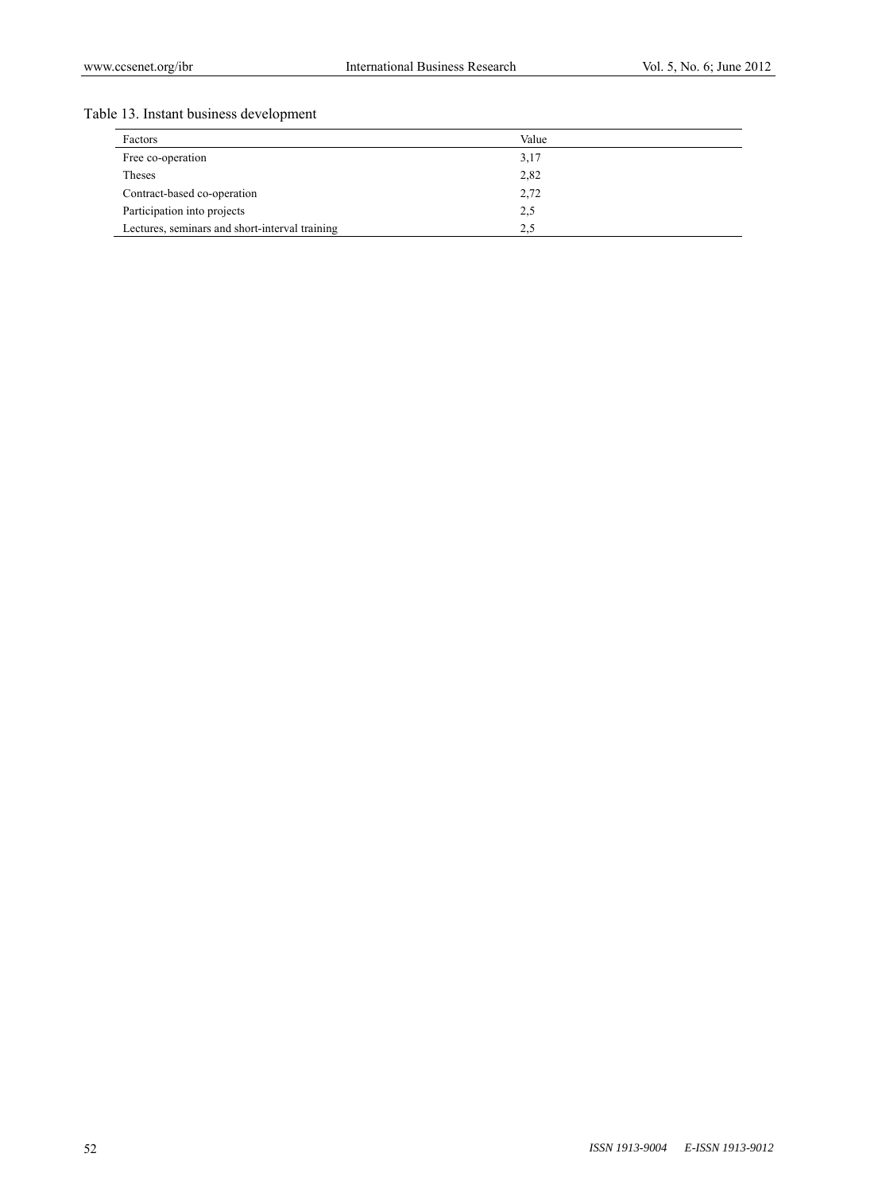Table 13. Instant business development

| Factors | Value |
|---|---|
| Free co-operation | 3,17 |
| Theses | 2,82 |
| Contract-based co-operation | 2,72 |
| Participation into projects | 2,5 |
| Lectures, seminars and short-interval training | 2,5 |